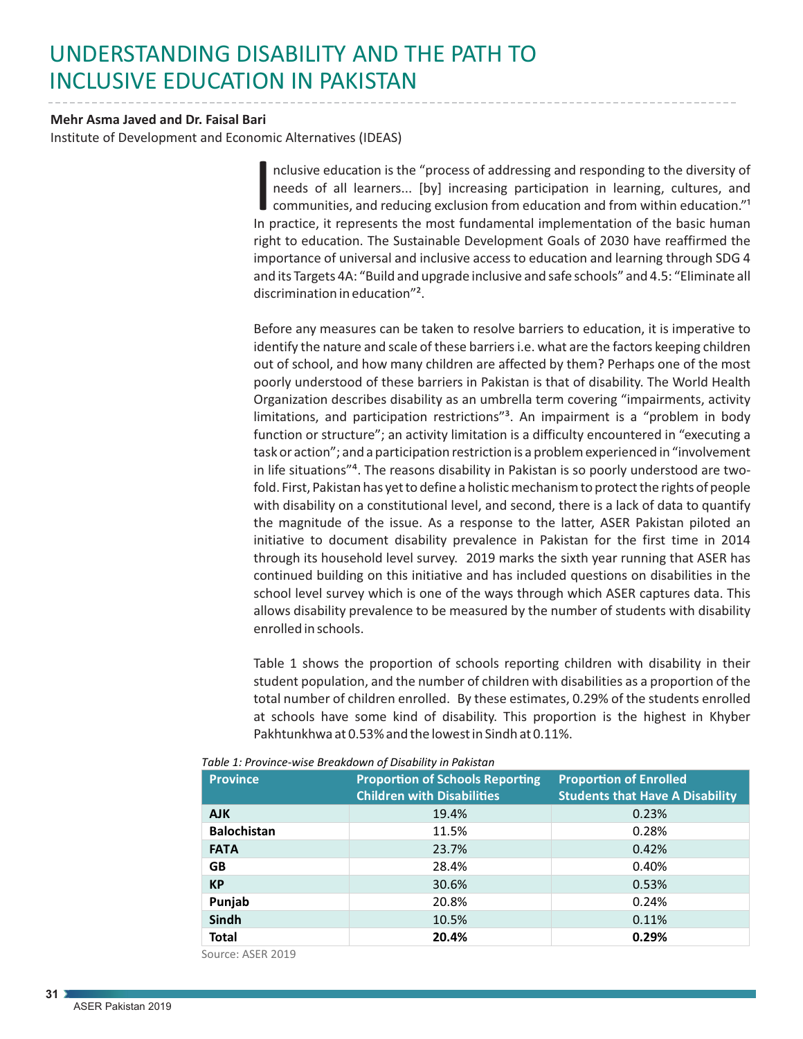# UNDERSTANDING DISABILITY AND THE PATH TO INCLUSIVE EDUCATION IN PAKISTAN

**Mehr Asma Javed and Dr. Faisal Bari**

Institute of Development and Economic Alternatives (IDEAS)

Inclusive education is the "process of addressing and responding to the diversity of needs of all learners... [by] increasing participation in learning, cultures, and communities, and reducing exclusion from education and from within education."[1] In practice, it represents the most fundamental implementation of the basic human right to education. The Sustainable Development Goals of 2030 have reaffirmed the importance of universal and inclusive access to education and learning through SDG 4 and its Targets 4A: "Build and upgrade inclusive and safe schools" and 4.5: "Eliminate all discrimination in education"[2].

Before any measures can be taken to resolve barriers to education, it is imperative to identify the nature and scale of these barriers i.e. what are the factors keeping children out of school, and how many children are affected by them? Perhaps one of the most poorly understood of these barriers in Pakistan is that of disability. The World Health Organization describes disability as an umbrella term covering "impairments, activity limitations, and participation restrictions"[3]. An impairment is a "problem in body function or structure"; an activity limitation is a difficulty encountered in "executing a task or action"; and a participation restriction is a problem experienced in "involvement in life situations"[4]. The reasons disability in Pakistan is so poorly understood are two-fold. First, Pakistan has yet to define a holistic mechanism to protect the rights of people with disability on a constitutional level, and second, there is a lack of data to quantify the magnitude of the issue. As a response to the latter, ASER Pakistan piloted an initiative to document disability prevalence in Pakistan for the first time in 2014 through its household level survey. 2019 marks the sixth year running that ASER has continued building on this initiative and has included questions on disabilities in the school level survey which is one of the ways through which ASER captures data. This allows disability prevalence to be measured by the number of students with disability enrolled in schools.

Table 1 shows the proportion of schools reporting children with disability in their student population, and the number of children with disabilities as a proportion of the total number of children enrolled. By these estimates, 0.29% of the students enrolled at schools have some kind of disability. This proportion is the highest in Khyber Pakhtunkhwa at 0.53% and the lowest in Sindh at 0.11%.

*Table 1: Province-wise Breakdown of Disability in Pakistan*

| Province | Proportion of Schools Reporting Children with Disabilities | Proportion of Enrolled Students that Have A Disability |
|---|---|---|
| **AJK** | 19.4% | 0.23% |
| **Balochistan** | 11.5% | 0.28% |
| **FATA** | 23.7% | 0.42% |
| **GB** | 28.4% | 0.40% |
| **KP** | 30.6% | 0.53% |
| **Punjab** | 20.8% | 0.24% |
| **Sindh** | 10.5% | 0.11% |
| **Total** | **20.4%** | **0.29%** |

Source: ASER 2019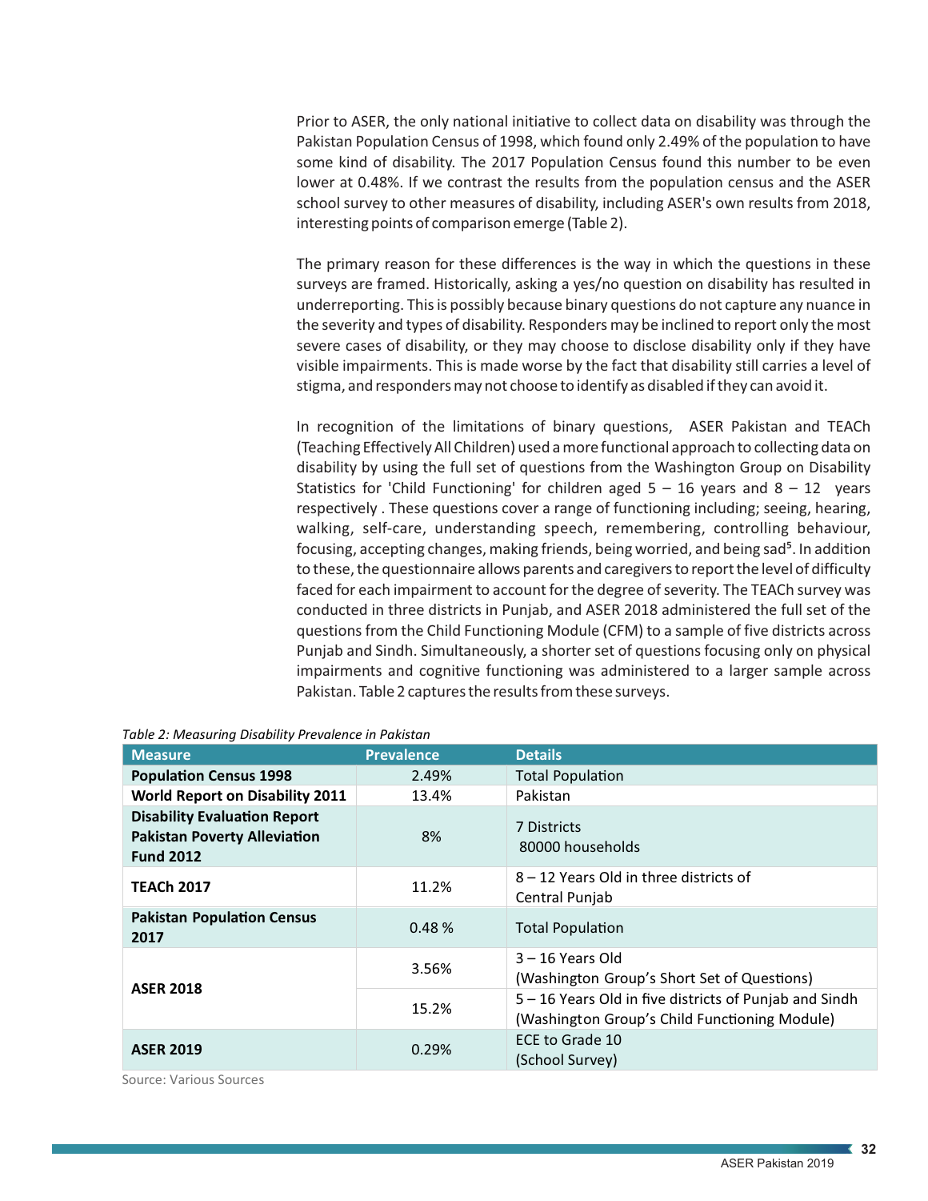Prior to ASER, the only national initiative to collect data on disability was through the Pakistan Population Census of 1998, which found only 2.49% of the population to have some kind of disability. The 2017 Population Census found this number to be even lower at 0.48%. If we contrast the results from the population census and the ASER school survey to other measures of disability, including ASER's own results from 2018, interesting points of comparison emerge (Table 2).

The primary reason for these differences is the way in which the questions in these surveys are framed. Historically, asking a yes/no question on disability has resulted in underreporting. This is possibly because binary questions do not capture any nuance in the severity and types of disability. Responders may be inclined to report only the most severe cases of disability, or they may choose to disclose disability only if they have visible impairments. This is made worse by the fact that disability still carries a level of stigma, and responders may not choose to identify as disabled if they can avoid it.

In recognition of the limitations of binary questions, ASER Pakistan and TEACh (Teaching Effectively All Children) used a more functional approach to collecting data on disability by using the full set of questions from the Washington Group on Disability Statistics for 'Child Functioning' for children aged 5 – 16 years and 8 – 12 years respectively . These questions cover a range of functioning including; seeing, hearing, walking, self-care, understanding speech, remembering, controlling behaviour, focusing, accepting changes, making friends, being worried, and being sad[5]. In addition to these, the questionnaire allows parents and caregivers to report the level of difficulty faced for each impairment to account for the degree of severity. The TEACh survey was conducted in three districts in Punjab, and ASER 2018 administered the full set of the questions from the Child Functioning Module (CFM) to a sample of five districts across Punjab and Sindh. Simultaneously, a shorter set of questions focusing only on physical impairments and cognitive functioning was administered to a larger sample across Pakistan. Table 2 captures the results from these surveys.

*Table 2: Measuring Disability Prevalence in Pakistan*

| Measure | Prevalence | Details |
|---|---|---|
| **Population Census 1998** | 2.49% | Total Population |
| **World Report on Disability 2011** | 13.4% | Pakistan |
| **Disability Evaluation Report Pakistan Poverty Alleviation Fund 2012** | 8% | 7 Districts 80000 households |
| **TEACh 2017** | 11.2% | 8 – 12 Years Old in three districts of Central Punjab |
| **Pakistan Population Census 2017** | 0.48 % | Total Population |
| **ASER 2018** | 3.56% | 3 – 16 Years Old (Washington Group's Short Set of Questions) |
| | 15.2% | 5 – 16 Years Old in five districts of Punjab and Sindh (Washington Group's Child Functioning Module) |
| **ASER 2019** | 0.29% | ECE to Grade 10 (School Survey) |

Source: Various Sources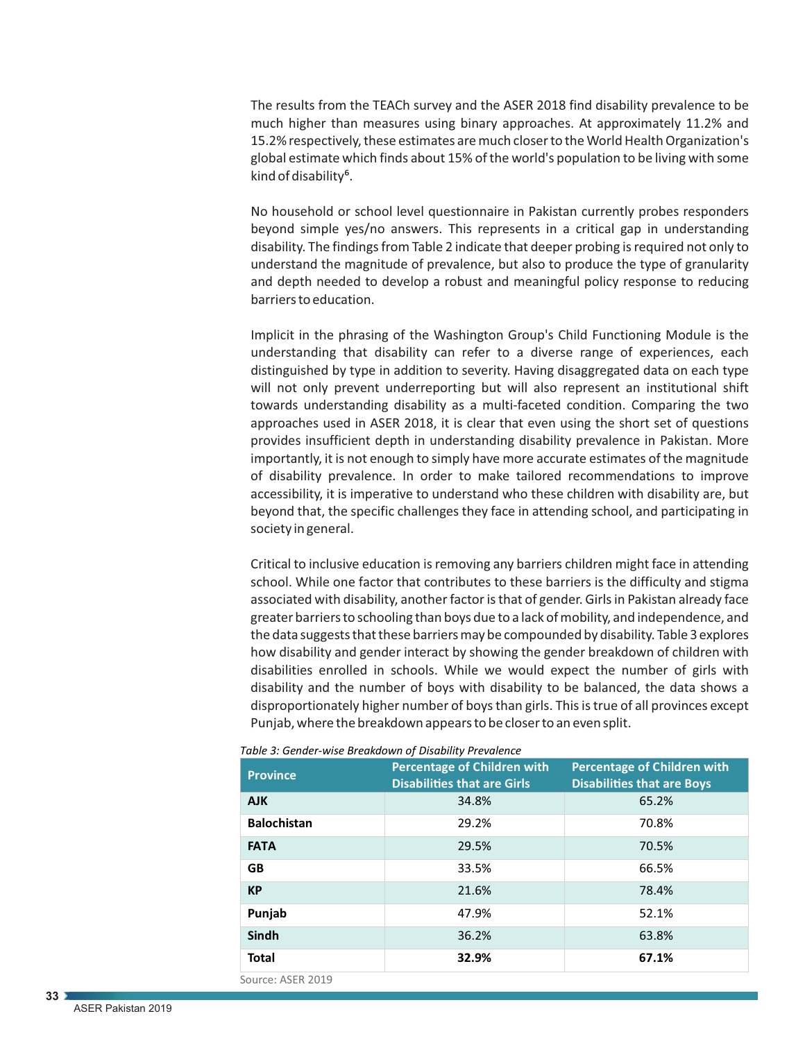The results from the TEACh survey and the ASER 2018 find disability prevalence to be much higher than measures using binary approaches. At approximately 11.2% and 15.2% respectively, these estimates are much closer to the World Health Organization's global estimate which finds about 15% of the world's population to be living with some kind of disability[6].

No household or school level questionnaire in Pakistan currently probes responders beyond simple yes/no answers. This represents in a critical gap in understanding disability. The findings from Table 2 indicate that deeper probing is required not only to understand the magnitude of prevalence, but also to produce the type of granularity and depth needed to develop a robust and meaningful policy response to reducing barriers to education.

Implicit in the phrasing of the Washington Group's Child Functioning Module is the understanding that disability can refer to a diverse range of experiences, each distinguished by type in addition to severity. Having disaggregated data on each type will not only prevent underreporting but will also represent an institutional shift towards understanding disability as a multi-faceted condition. Comparing the two approaches used in ASER 2018, it is clear that even using the short set of questions provides insufficient depth in understanding disability prevalence in Pakistan. More importantly, it is not enough to simply have more accurate estimates of the magnitude of disability prevalence. In order to make tailored recommendations to improve accessibility, it is imperative to understand who these children with disability are, but beyond that, the specific challenges they face in attending school, and participating in society in general.

Critical to inclusive education is removing any barriers children might face in attending school. While one factor that contributes to these barriers is the difficulty and stigma associated with disability, another factor is that of gender. Girls in Pakistan already face greater barriers to schooling than boys due to a lack of mobility, and independence, and the data suggests that these barriers may be compounded by disability. Table 3 explores how disability and gender interact by showing the gender breakdown of children with disabilities enrolled in schools. While we would expect the number of girls with disability and the number of boys with disability to be balanced, the data shows a disproportionately higher number of boys than girls. This is true of all provinces except Punjab, where the breakdown appears to be closer to an even split.

*Table 3: Gender-wise Breakdown of Disability Prevalence*

| Province | Percentage of Children with Disabilities that are Girls | Percentage of Children with Disabilities that are Boys |
|---|---|---|
| **AJK** | 34.8% | 65.2% |
| **Balochistan** | 29.2% | 70.8% |
| **FATA** | 29.5% | 70.5% |
| **GB** | 33.5% | 66.5% |
| **KP** | 21.6% | 78.4% |
| **Punjab** | 47.9% | 52.1% |
| **Sindh** | 36.2% | 63.8% |
| **Total** | **32.9%** | **67.1%** |

Source: ASER 2019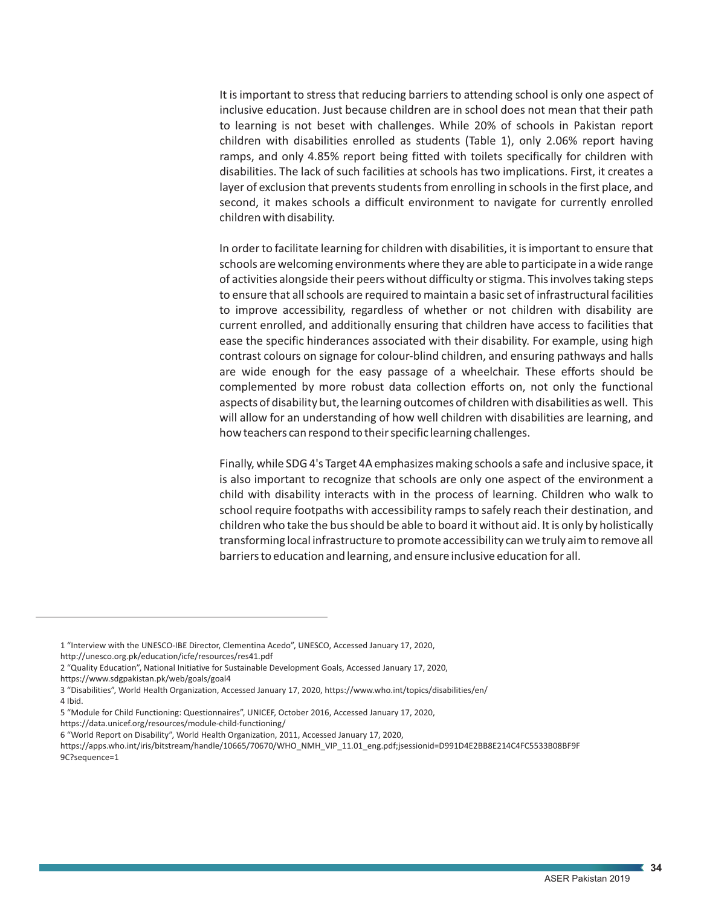It is important to stress that reducing barriers to attending school is only one aspect of inclusive education. Just because children are in school does not mean that their path to learning is not beset with challenges. While 20% of schools in Pakistan report children with disabilities enrolled as students (Table 1), only 2.06% report having ramps, and only 4.85% report being fitted with toilets specifically for children with disabilities. The lack of such facilities at schools has two implications. First, it creates a layer of exclusion that prevents students from enrolling in schools in the first place, and second, it makes schools a difficult environment to navigate for currently enrolled children with disability.

In order to facilitate learning for children with disabilities, it is important to ensure that schools are welcoming environments where they are able to participate in a wide range of activities alongside their peers without difficulty or stigma. This involves taking steps to ensure that all schools are required to maintain a basic set of infrastructural facilities to improve accessibility, regardless of whether or not children with disability are current enrolled, and additionally ensuring that children have access to facilities that ease the specific hinderances associated with their disability. For example, using high contrast colours on signage for colour-blind children, and ensuring pathways and halls are wide enough for the easy passage of a wheelchair. These efforts should be complemented by more robust data collection efforts on, not only the functional aspects of disability but, the learning outcomes of children with disabilities as well. This will allow for an understanding of how well children with disabilities are learning, and how teachers can respond to their specific learning challenges.

Finally, while SDG 4's Target 4A emphasizes making schools a safe and inclusive space, it is also important to recognize that schools are only one aspect of the environment a child with disability interacts with in the process of learning. Children who walk to school require footpaths with accessibility ramps to safely reach their destination, and children who take the bus should be able to board it without aid. It is only by holistically transforming local infrastructure to promote accessibility can we truly aim to remove all barriers to education and learning, and ensure inclusive education for all.

---

1 "Interview with the UNESCO-IBE Director, Clementina Acedo", UNESCO, Accessed January 17, 2020, http://unesco.org.pk/education/icfe/resources/res41.pdf

2 "Quality Education", National Initiative for Sustainable Development Goals, Accessed January 17, 2020, https://www.sdgpakistan.pk/web/goals/goal4

3 "Disabilities", World Health Organization, Accessed January 17, 2020, https://www.who.int/topics/disabilities/en/

4 Ibid.

5 "Module for Child Functioning: Questionnaires", UNICEF, October 2016, Accessed January 17, 2020, https://data.unicef.org/resources/module-child-functioning/

6 "World Report on Disability", World Health Organization, 2011, Accessed January 17, 2020, https://apps.who.int/iris/bitstream/handle/10665/70670/WHO_NMH_VIP_11.01_eng.pdf;jsessionid=D991D4E2BB8E214C4FC5533B08BF9F9C?sequence=1